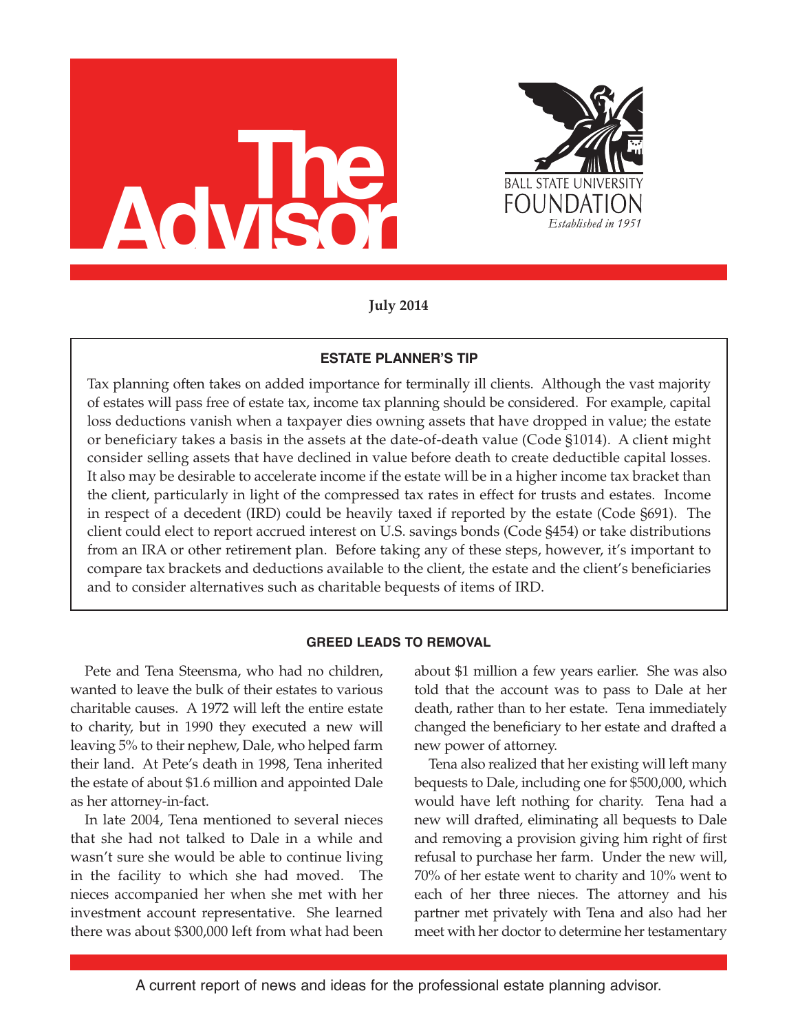# The Advisor

BALL STATE UNIVERSITY FOUNDATION

*Established in 1951*

**July 2014**

### ESTATE PLANNER'S TIP

Tax planning often takes on added importance for terminally ill clients. Although the vast majority of estates will pass free of estate tax, income tax planning should be considered. For example, capital loss deductions vanish when a taxpayer dies owning assets that have dropped in value; the estate or beneficiary takes a basis in the assets at the date-of-death value (Code §1014). A client might consider selling assets that have declined in value before death to create deductible capital losses. It also may be desirable to accelerate income if the estate will be in a higher income tax bracket than the client, particularly in light of the compressed tax rates in effect for trusts and estates. Income in respect of a decedent (IRD) could be heavily taxed if reported by the estate (Code §691). The client could elect to report accrued interest on U.S. savings bonds (Code §454) or take distributions from an IRA or other retirement plan. Before taking any of these steps, however, it's important to compare tax brackets and deductions available to the client, the estate and the client's beneficiaries and to consider alternatives such as charitable bequests of items of IRD.

### GREED LEADS TO REMOVAL

Pete and Tena Steensma, who had no children, wanted to leave the bulk of their estates to various charitable causes. A 1972 will left the entire estate to charity, but in 1990 they executed a new will leaving 5% to their nephew, Dale, who helped farm their land. At Pete's death in 1998, Tena inherited the estate of about $1.6 million and appointed Dale as her attorney-in-fact.

In late 2004, Tena mentioned to several nieces that she had not talked to Dale in a while and wasn't sure she would be able to continue living in the facility to which she had moved. The nieces accompanied her when she met with her investment account representative. She learned there was about $300,000 left from what had been about $1 million a few years earlier. She was also told that the account was to pass to Dale at her death, rather than to her estate. Tena immediately changed the beneficiary to her estate and drafted a new power of attorney.

Tena also realized that her existing will left many bequests to Dale, including one for $500,000, which would have left nothing for charity. Tena had a new will drafted, eliminating all bequests to Dale and removing a provision giving him right of first refusal to purchase her farm. Under the new will, 70% of her estate went to charity and 10% went to each of her three nieces. The attorney and his partner met privately with Tena and also had her meet with her doctor to determine her testamentary

A current report of news and ideas for the professional estate planning advisor.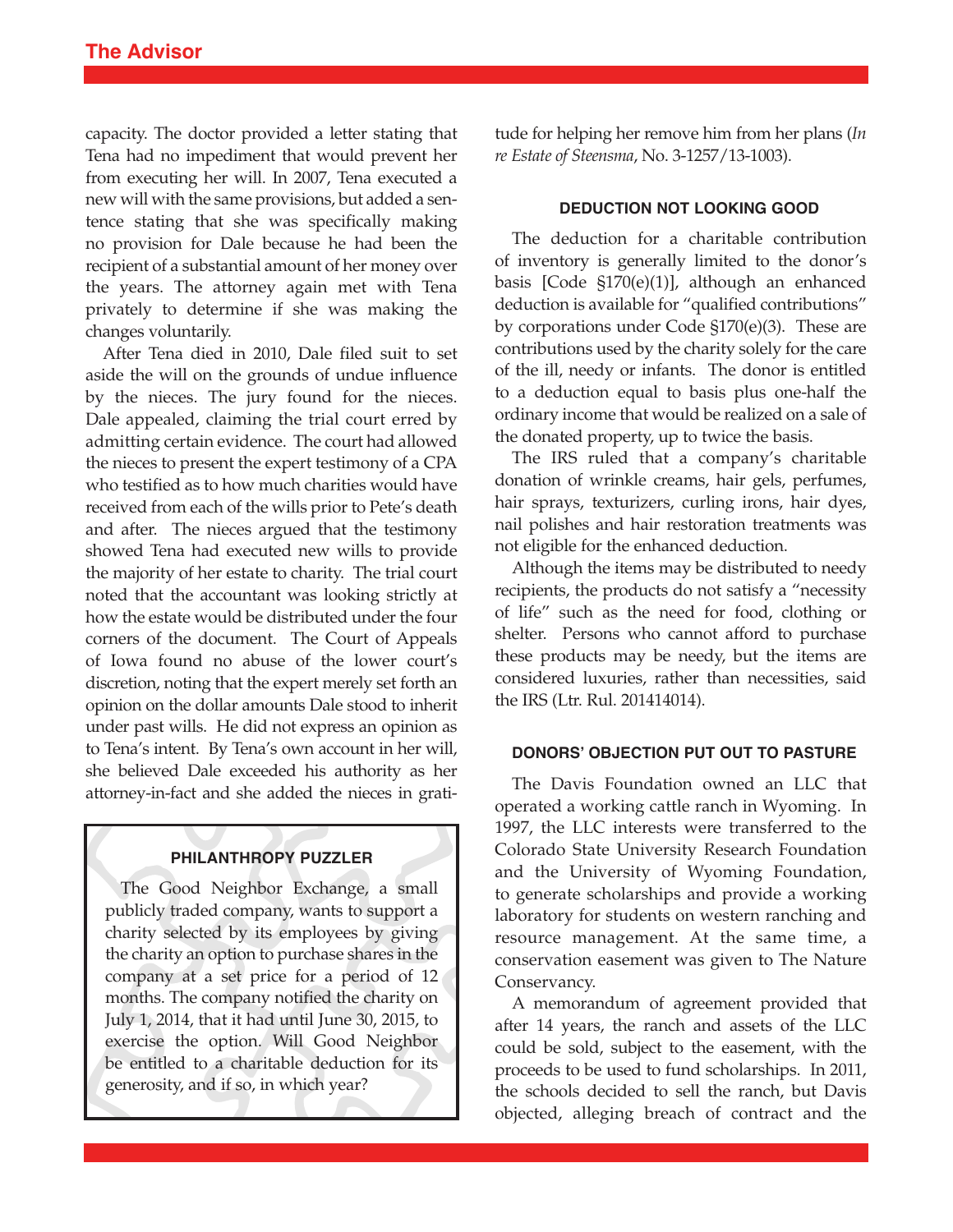capacity. The doctor provided a letter stating that Tena had no impediment that would prevent her from executing her will. In 2007, Tena executed a new will with the same provisions, but added a sentence stating that she was specifically making no provision for Dale because he had been the recipient of a substantial amount of her money over the years. The attorney again met with Tena privately to determine if she was making the changes voluntarily.

After Tena died in 2010, Dale filed suit to set aside the will on the grounds of undue influence by the nieces. The jury found for the nieces. Dale appealed, claiming the trial court erred by admitting certain evidence. The court had allowed the nieces to present the expert testimony of a CPA who testified as to how much charities would have received from each of the wills prior to Pete's death and after. The nieces argued that the testimony showed Tena had executed new wills to provide the majority of her estate to charity. The trial court noted that the accountant was looking strictly at how the estate would be distributed under the four corners of the document. The Court of Appeals of Iowa found no abuse of the lower court's discretion, noting that the expert merely set forth an opinion on the dollar amounts Dale stood to inherit under past wills. He did not express an opinion as to Tena's intent. By Tena's own account in her will, she believed Dale exceeded his authority as her attorney-in-fact and she added the nieces in gratitude for helping her remove him from her plans (*In re Estate of Steensma*, No. 3-1257/13-1003).

### PHILANTHROPY PUZZLER

The Good Neighbor Exchange, a small publicly traded company, wants to support a charity selected by its employees by giving the charity an option to purchase shares in the company at a set price for a period of 12 months. The company notified the charity on July 1, 2014, that it had until June 30, 2015, to exercise the option. Will Good Neighbor be entitled to a charitable deduction for its generosity, and if so, in which year?

### DEDUCTION NOT LOOKING GOOD

The deduction for a charitable contribution of inventory is generally limited to the donor's basis [Code §170(e)(1)], although an enhanced deduction is available for "qualified contributions" by corporations under Code §170(e)(3). These are contributions used by the charity solely for the care of the ill, needy or infants. The donor is entitled to a deduction equal to basis plus one-half the ordinary income that would be realized on a sale of the donated property, up to twice the basis.

The IRS ruled that a company's charitable donation of wrinkle creams, hair gels, perfumes, hair sprays, texturizers, curling irons, hair dyes, nail polishes and hair restoration treatments was not eligible for the enhanced deduction.

Although the items may be distributed to needy recipients, the products do not satisfy a "necessity of life" such as the need for food, clothing or shelter. Persons who cannot afford to purchase these products may be needy, but the items are considered luxuries, rather than necessities, said the IRS (Ltr. Rul. 201414014).

### DONORS' OBJECTION PUT OUT TO PASTURE

The Davis Foundation owned an LLC that operated a working cattle ranch in Wyoming. In 1997, the LLC interests were transferred to the Colorado State University Research Foundation and the University of Wyoming Foundation, to generate scholarships and provide a working laboratory for students on western ranching and resource management. At the same time, a conservation easement was given to The Nature Conservancy.

A memorandum of agreement provided that after 14 years, the ranch and assets of the LLC could be sold, subject to the easement, with the proceeds to be used to fund scholarships. In 2011, the schools decided to sell the ranch, but Davis objected, alleging breach of contract and the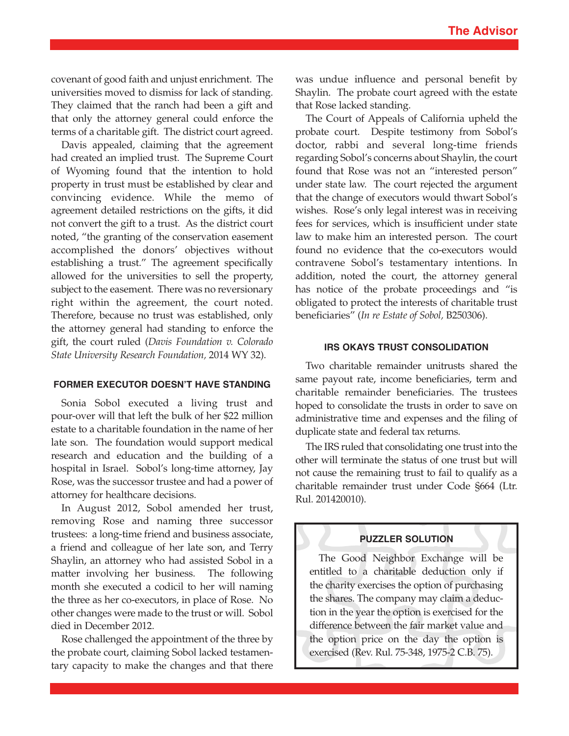covenant of good faith and unjust enrichment. The universities moved to dismiss for lack of standing. They claimed that the ranch had been a gift and that only the attorney general could enforce the terms of a charitable gift. The district court agreed.

Davis appealed, claiming that the agreement had created an implied trust. The Supreme Court of Wyoming found that the intention to hold property in trust must be established by clear and convincing evidence. While the memo of agreement detailed restrictions on the gifts, it did not convert the gift to a trust. As the district court noted, "the granting of the conservation easement accomplished the donors' objectives without establishing a trust." The agreement specifically allowed for the universities to sell the property, subject to the easement. There was no reversionary right within the agreement, the court noted. Therefore, because no trust was established, only the attorney general had standing to enforce the gift, the court ruled (*Davis Foundation v. Colorado State University Research Foundation,* 2014 WY 32).

#### FORMER EXECUTOR DOESN'T HAVE STANDING

Sonia Sobol executed a living trust and pour-over will that left the bulk of her $22 million estate to a charitable foundation in the name of her late son. The foundation would support medical research and education and the building of a hospital in Israel. Sobol's long-time attorney, Jay Rose, was the successor trustee and had a power of attorney for healthcare decisions.

In August 2012, Sobol amended her trust, removing Rose and naming three successor trustees: a long-time friend and business associate, a friend and colleague of her late son, and Terry Shaylin, an attorney who had assisted Sobol in a matter involving her business. The following month she executed a codicil to her will naming the three as her co-executors, in place of Rose. No other changes were made to the trust or will. Sobol died in December 2012.

Rose challenged the appointment of the three by the probate court, claiming Sobol lacked testamentary capacity to make the changes and that there was undue influence and personal benefit by Shaylin. The probate court agreed with the estate that Rose lacked standing.

The Court of Appeals of California upheld the probate court. Despite testimony from Sobol's doctor, rabbi and several long-time friends regarding Sobol's concerns about Shaylin, the court found that Rose was not an "interested person" under state law. The court rejected the argument that the change of executors would thwart Sobol's wishes. Rose's only legal interest was in receiving fees for services, which is insufficient under state law to make him an interested person. The court found no evidence that the co-executors would contravene Sobol's testamentary intentions. In addition, noted the court, the attorney general has notice of the probate proceedings and "is obligated to protect the interests of charitable trust beneficiaries" (*In re Estate of Sobol,* B250306).

#### IRS OKAYS TRUST CONSOLIDATION

Two charitable remainder unitrusts shared the same payout rate, income beneficiaries, term and charitable remainder beneficiaries. The trustees hoped to consolidate the trusts in order to save on administrative time and expenses and the filing of duplicate state and federal tax returns.

The IRS ruled that consolidating one trust into the other will terminate the status of one trust but will not cause the remaining trust to fail to qualify as a charitable remainder trust under Code §664 (Ltr. Rul. 201420010).

#### PUZZLER SOLUTION

The Good Neighbor Exchange will be entitled to a charitable deduction only if the charity exercises the option of purchasing the shares. The company may claim a deduction in the year the option is exercised for the difference between the fair market value and the option price on the day the option is exercised (Rev. Rul. 75-348, 1975-2 C.B. 75).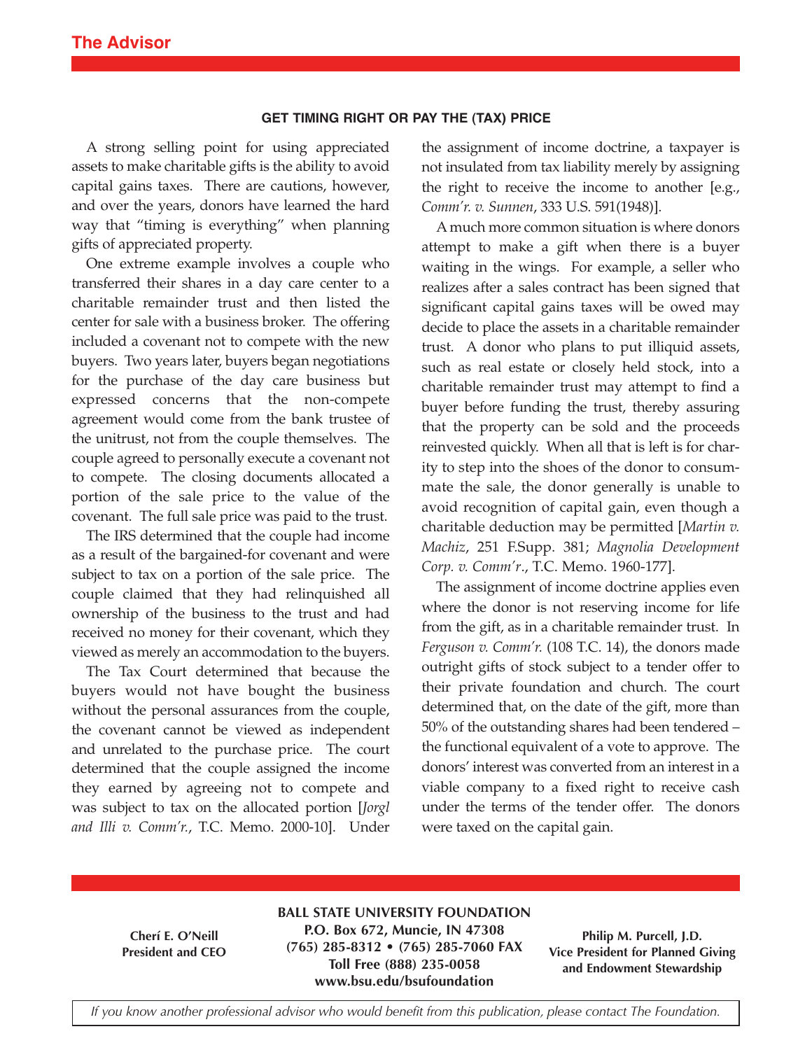## GET TIMING RIGHT OR PAY THE (TAX) PRICE

A strong selling point for using appreciated assets to make charitable gifts is the ability to avoid capital gains taxes. There are cautions, however, and over the years, donors have learned the hard way that "timing is everything" when planning gifts of appreciated property.

One extreme example involves a couple who transferred their shares in a day care center to a charitable remainder trust and then listed the center for sale with a business broker. The offering included a covenant not to compete with the new buyers. Two years later, buyers began negotiations for the purchase of the day care business but expressed concerns that the non-compete agreement would come from the bank trustee of the unitrust, not from the couple themselves. The couple agreed to personally execute a covenant not to compete. The closing documents allocated a portion of the sale price to the value of the covenant. The full sale price was paid to the trust.

The IRS determined that the couple had income as a result of the bargained-for covenant and were subject to tax on a portion of the sale price. The couple claimed that they had relinquished all ownership of the business to the trust and had received no money for their covenant, which they viewed as merely an accommodation to the buyers.

The Tax Court determined that because the buyers would not have bought the business without the personal assurances from the couple, the covenant cannot be viewed as independent and unrelated to the purchase price. The court determined that the couple assigned the income they earned by agreeing not to compete and was subject to tax on the allocated portion [*Jorgl and Illi v. Comm'r.*, T.C. Memo. 2000-10]. Under the assignment of income doctrine, a taxpayer is not insulated from tax liability merely by assigning the right to receive the income to another [e.g., *Comm'r. v. Sunnen*, 333 U.S. 591(1948)].

A much more common situation is where donors attempt to make a gift when there is a buyer waiting in the wings. For example, a seller who realizes after a sales contract has been signed that significant capital gains taxes will be owed may decide to place the assets in a charitable remainder trust. A donor who plans to put illiquid assets, such as real estate or closely held stock, into a charitable remainder trust may attempt to find a buyer before funding the trust, thereby assuring that the property can be sold and the proceeds reinvested quickly. When all that is left is for charity to step into the shoes of the donor to consummate the sale, the donor generally is unable to avoid recognition of capital gain, even though a charitable deduction may be permitted [*Martin v. Machiz*, 251 F.Supp. 381; *Magnolia Development Corp. v. Comm'r*., T.C. Memo. 1960-177].

The assignment of income doctrine applies even where the donor is not reserving income for life from the gift, as in a charitable remainder trust. In *Ferguson v. Comm'r.* (108 T.C. 14), the donors made outright gifts of stock subject to a tender offer to their private foundation and church. The court determined that, on the date of the gift, more than 50% of the outstanding shares had been tendered – the functional equivalent of a vote to approve. The donors' interest was converted from an interest in a viable company to a fixed right to receive cash under the terms of the tender offer. The donors were taxed on the capital gain.

**Cherí E. O'Neill**
**President and CEO**

**BALL STATE UNIVERSITY FOUNDATION**
**P.O. Box 672, Muncie, IN 47308**
**(765) 285-8312 • (765) 285-7060 FAX**
**Toll Free (888) 235-0058**
**www.bsu.edu/bsufoundation**

**Philip M. Purcell, J.D.**
**Vice President for Planned Giving and Endowment Stewardship**

*If you know another professional advisor who would benefit from this publication, please contact The Foundation.*